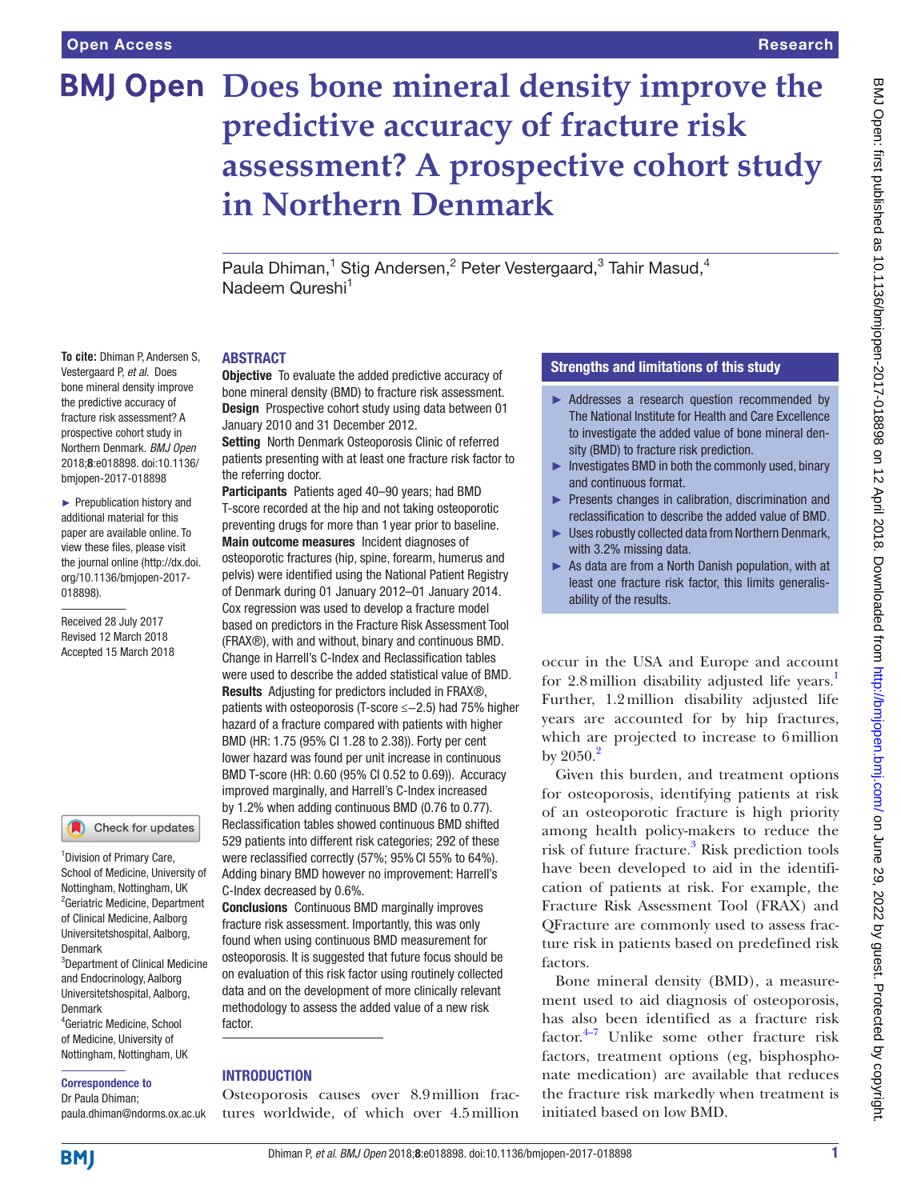Open Access

Research

# Does bone mineral density improve the predictive accuracy of fracture risk assessment? A prospective cohort study in Northern Denmark

Paula Dhiman,[1] Stig Andersen,[2] Peter Vestergaard,[3] Tahir Masud,[4] Nadeem Qureshi[1]

**To cite:** Dhiman P, Andersen S, Vestergaard P, *et al*. Does bone mineral density improve the predictive accuracy of fracture risk assessment? A prospective cohort study in Northern Denmark. *BMJ Open* 2018;**8**:e018898. doi:10.1136/bmjopen-2017-018898

► Prepublication history and additional material for this paper are available online. To view these files, please visit the journal online (http://dx.doi.org/10.1136/bmjopen-2017-018898).

Received 28 July 2017
Revised 12 March 2018
Accepted 15 March 2018

[1]Division of Primary Care, School of Medicine, University of Nottingham, Nottingham, UK
[2]Geriatric Medicine, Department of Clinical Medicine, Aalborg Universitetshospital, Aalborg, Denmark
[3]Department of Clinical Medicine and Endocrinology, Aalborg Universitetshospital, Aalborg, Denmark
[4]Geriatric Medicine, School of Medicine, University of Nottingham, Nottingham, UK

**Correspondence to**
Dr Paula Dhiman;
paula.dhiman@ndorms.ox.ac.uk

## ABSTRACT

**Objective** To evaluate the added predictive accuracy of bone mineral density (BMD) to fracture risk assessment.
**Design** Prospective cohort study using data between 01 January 2010 and 31 December 2012.
**Setting** North Denmark Osteoporosis Clinic of referred patients presenting with at least one fracture risk factor to the referring doctor.
**Participants** Patients aged 40–90 years; had BMD T-score recorded at the hip and not taking osteoporotic preventing drugs for more than 1 year prior to baseline.
**Main outcome measures** Incident diagnoses of osteoporotic fractures (hip, spine, forearm, humerus and pelvis) were identified using the National Patient Registry of Denmark during 01 January 2012–01 January 2014. Cox regression was used to develop a fracture model based on predictors in the Fracture Risk Assessment Tool (FRAX®), with and without, binary and continuous BMD. Change in Harrell's C-Index and Reclassification tables were used to describe the added statistical value of BMD.
**Results** Adjusting for predictors included in FRAX®, patients with osteoporosis (T-score ≤−2.5) had 75% higher hazard of a fracture compared with patients with higher BMD (HR: 1.75 (95% CI 1.28 to 2.38)). Forty per cent lower hazard was found per unit increase in continuous BMD T-score (HR: 0.60 (95% CI 0.52 to 0.69)). Accuracy improved marginally, and Harrell's C-Index increased by 1.2% when adding continuous BMD (0.76 to 0.77). Reclassification tables showed continuous BMD shifted 529 patients into different risk categories; 292 of these were reclassified correctly (57%; 95% CI 55% to 64%). Adding binary BMD however no improvement: Harrell's C-Index decreased by 0.6%.
**Conclusions** Continuous BMD marginally improves fracture risk assessment. Importantly, this was only found when using continuous BMD measurement for osteoporosis. It is suggested that future focus should be on evaluation of this risk factor using routinely collected data and on the development of more clinically relevant methodology to assess the added value of a new risk factor.

### Strengths and limitations of this study

- ► Addresses a research question recommended by The National Institute for Health and Care Excellence to investigate the added value of bone mineral density (BMD) to fracture risk prediction.
- ► Investigates BMD in both the commonly used, binary and continuous format.
- ► Presents changes in calibration, discrimination and reclassification to describe the added value of BMD.
- ► Uses robustly collected data from Northern Denmark, with 3.2% missing data.
- ► As data are from a North Danish population, with at least one fracture risk factor, this limits generalisability of the results.

## INTRODUCTION

Osteoporosis causes over 8.9 million fractures worldwide, of which over 4.5 million occur in the USA and Europe and account for 2.8 million disability adjusted life years.[1] Further, 1.2 million disability adjusted life years are accounted for by hip fractures, which are projected to increase to 6 million by 2050.[2]

Given this burden, and treatment options for osteoporosis, identifying patients at risk of an osteoporotic fracture is high priority among health policy-makers to reduce the risk of future fracture.[3] Risk prediction tools have been developed to aid in the identification of patients at risk. For example, the Fracture Risk Assessment Tool (FRAX) and QFracture are commonly used to assess fracture risk in patients based on predefined risk factors.

Bone mineral density (BMD), a measurement used to aid diagnosis of osteoporosis, has also been identified as a fracture risk factor.[4–7] Unlike some other fracture risk factors, treatment options (eg, bisphosphonate medication) are available that reduces the fracture risk markedly when treatment is initiated based on low BMD.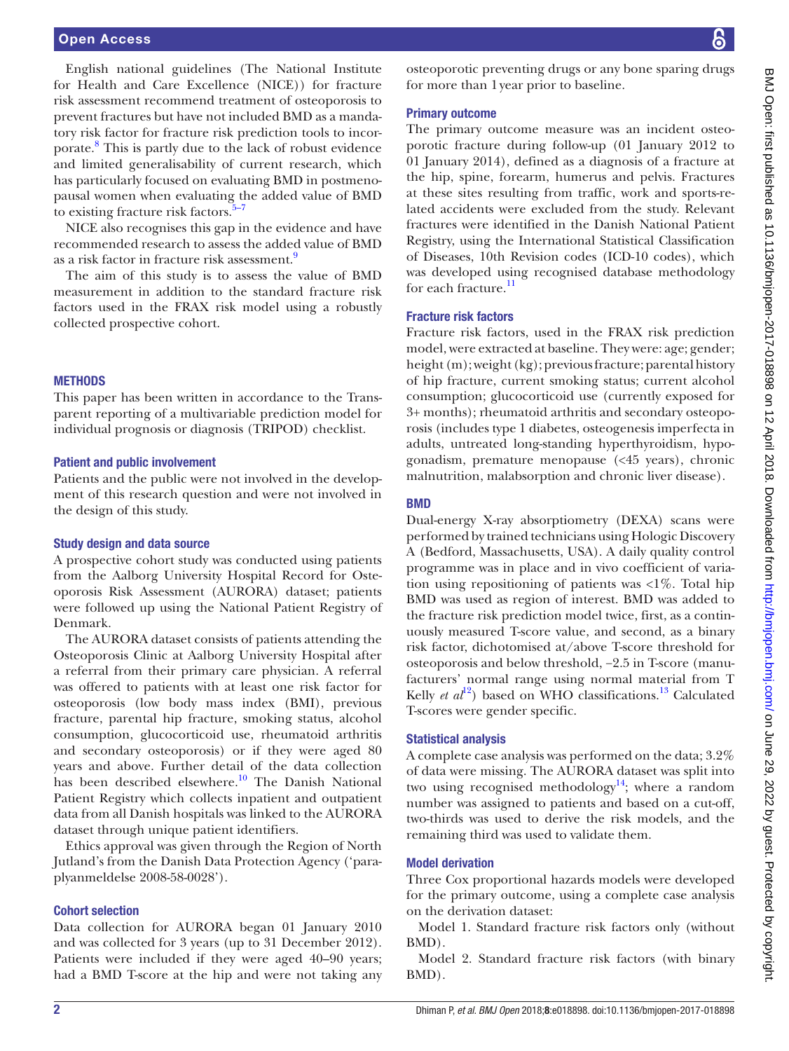English national guidelines (The National Institute for Health and Care Excellence (NICE)) for fracture risk assessment recommend treatment of osteoporosis to prevent fractures but have not included BMD as a mandatory risk factor for fracture risk prediction tools to incorporate.[8] This is partly due to the lack of robust evidence and limited generalisability of current research, which has particularly focused on evaluating BMD in postmenopausal women when evaluating the added value of BMD to existing fracture risk factors.[5–7]

NICE also recognises this gap in the evidence and have recommended research to assess the added value of BMD as a risk factor in fracture risk assessment.[9]

The aim of this study is to assess the value of BMD measurement in addition to the standard fracture risk factors used in the FRAX risk model using a robustly collected prospective cohort.

## METHODS

This paper has been written in accordance to the Transparent reporting of a multivariable prediction model for individual prognosis or diagnosis (TRIPOD) checklist.

### Patient and public involvement

Patients and the public were not involved in the development of this research question and were not involved in the design of this study.

### Study design and data source

A prospective cohort study was conducted using patients from the Aalborg University Hospital Record for Osteoporosis Risk Assessment (AURORA) dataset; patients were followed up using the National Patient Registry of Denmark.

The AURORA dataset consists of patients attending the Osteoporosis Clinic at Aalborg University Hospital after a referral from their primary care physician. A referral was offered to patients with at least one risk factor for osteoporosis (low body mass index (BMI), previous fracture, parental hip fracture, smoking status, alcohol consumption, glucocorticoid use, rheumatoid arthritis and secondary osteoporosis) or if they were aged 80 years and above. Further detail of the data collection has been described elsewhere.[10] The Danish National Patient Registry which collects inpatient and outpatient data from all Danish hospitals was linked to the AURORA dataset through unique patient identifiers.

Ethics approval was given through the Region of North Jutland's from the Danish Data Protection Agency ('paraplyanmeldelse 2008-58-0028').

### Cohort selection

Data collection for AURORA began 01 January 2010 and was collected for 3 years (up to 31 December 2012). Patients were included if they were aged 40–90 years; had a BMD T-score at the hip and were not taking any osteoporotic preventing drugs or any bone sparing drugs for more than 1 year prior to baseline.

### Primary outcome

The primary outcome measure was an incident osteoporotic fracture during follow-up (01 January 2012 to 01 January 2014), defined as a diagnosis of a fracture at the hip, spine, forearm, humerus and pelvis. Fractures at these sites resulting from traffic, work and sports-related accidents were excluded from the study. Relevant fractures were identified in the Danish National Patient Registry, using the International Statistical Classification of Diseases, 10th Revision codes (ICD-10 codes), which was developed using recognised database methodology for each fracture.[11]

### Fracture risk factors

Fracture risk factors, used in the FRAX risk prediction model, were extracted at baseline. They were: age; gender; height (m); weight (kg); previous fracture; parental history of hip fracture, current smoking status; current alcohol consumption; glucocorticoid use (currently exposed for 3+ months); rheumatoid arthritis and secondary osteoporosis (includes type 1 diabetes, osteogenesis imperfecta in adults, untreated long-standing hyperthyroidism, hypogonadism, premature menopause (<45 years), chronic malnutrition, malabsorption and chronic liver disease).

### BMD

Dual-energy X-ray absorptiometry (DEXA) scans were performed by trained technicians using Hologic Discovery A (Bedford, Massachusetts, USA). A daily quality control programme was in place and in vivo coefficient of variation using repositioning of patients was <1%. Total hip BMD was used as region of interest. BMD was added to the fracture risk prediction model twice, first, as a continuously measured T-score value, and second, as a binary risk factor, dichotomised at/above T-score threshold for osteoporosis and below threshold, −2.5 in T-score (manufacturers' normal range using normal material from T Kelly *et al*[12]) based on WHO classifications.[13] Calculated T-scores were gender specific.

### Statistical analysis

A complete case analysis was performed on the data; 3.2% of data were missing. The AURORA dataset was split into two using recognised methodology[14]; where a random number was assigned to patients and based on a cut-off, two-thirds was used to derive the risk models, and the remaining third was used to validate them.

### Model derivation

Three Cox proportional hazards models were developed for the primary outcome, using a complete case analysis on the derivation dataset:

Model 1. Standard fracture risk factors only (without BMD).

Model 2. Standard fracture risk factors (with binary BMD).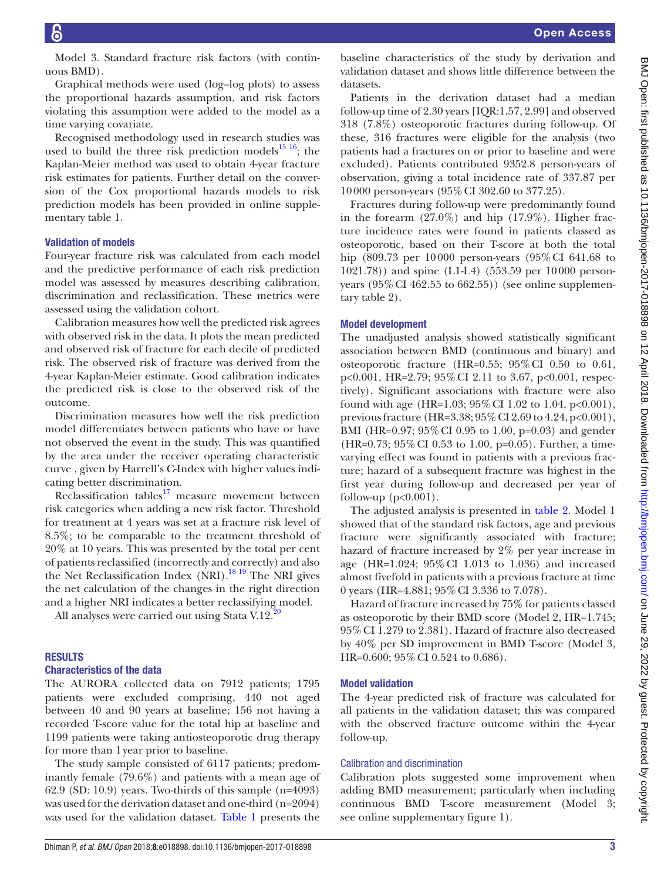Model 3. Standard fracture risk factors (with continuous BMD).

Graphical methods were used (log–log plots) to assess the proportional hazards assumption, and risk factors violating this assumption were added to the model as a time varying covariate.

Recognised methodology used in research studies was used to build the three risk prediction models[15 16]; the Kaplan-Meier method was used to obtain 4-year fracture risk estimates for patients. Further detail on the conversion of the Cox proportional hazards models to risk prediction models has been provided in online supplementary table 1.

### Validation of models

Four-year fracture risk was calculated from each model and the predictive performance of each risk prediction model was assessed by measures describing calibration, discrimination and reclassification. These metrics were assessed using the validation cohort.

Calibration measures how well the predicted risk agrees with observed risk in the data. It plots the mean predicted and observed risk of fracture for each decile of predicted risk. The observed risk of fracture was derived from the 4-year Kaplan-Meier estimate. Good calibration indicates the predicted risk is close to the observed risk of the outcome.

Discrimination measures how well the risk prediction model differentiates between patients who have or have not observed the event in the study. This was quantified by the area under the receiver operating characteristic curve , given by Harrell's C-Index with higher values indicating better discrimination.

Reclassification tables[17] measure movement between risk categories when adding a new risk factor. Threshold for treatment at 4 years was set at a fracture risk level of 8.5%; to be comparable to the treatment threshold of 20% at 10 years. This was presented by the total per cent of patients reclassified (incorrectly and correctly) and also the Net Reclassification Index (NRI).[18 19] The NRI gives the net calculation of the changes in the right direction and a higher NRI indicates a better reclassifying model.

All analyses were carried out using Stata V.12.[20]

## RESULTS

### Characteristics of the data

The AURORA collected data on 7912 patients; 1795 patients were excluded comprising, 440 not aged between 40 and 90 years at baseline; 156 not having a recorded T-score value for the total hip at baseline and 1199 patients were taking antiosteoporotic drug therapy for more than 1 year prior to baseline.

The study sample consisted of 6117 patients; predominantly female (79.6%) and patients with a mean age of 62.9 (SD: 10.9) years. Two-thirds of this sample (n=4093) was used for the derivation dataset and one-third (n=2094) was used for the validation dataset. Table 1 presents the baseline characteristics of the study by derivation and validation dataset and shows little difference between the datasets.

Patients in the derivation dataset had a median follow-up time of 2.30 years [IQR:1.57, 2.99] and observed 318 (7.8%) osteoporotic fractures during follow-up. Of these, 316 fractures were eligible for the analysis (two patients had a fractures on or prior to baseline and were excluded). Patients contributed 9352.8 person-years of observation, giving a total incidence rate of 337.87 per 10 000 person-years (95% CI 302.60 to 377.25).

Fractures during follow-up were predominantly found in the forearm (27.0%) and hip (17.9%). Higher fracture incidence rates were found in patients classed as osteoporotic, based on their T-score at both the total hip (809.73 per 10 000 person-years (95% CI 641.68 to 1021.78)) and spine (L1-L4) (553.59 per 10 000 person-years (95% CI 462.55 to 662.55)) (see online supplementary table 2).

### Model development

The unadjusted analysis showed statistically significant association between BMD (continuous and binary) and osteoporotic fracture (HR=0.55; 95% CI 0.50 to 0.61, p<0.001, HR=2.79; 95% CI 2.11 to 3.67, p<0.001, respectively). Significant associations with fracture were also found with age (HR=1.03; 95% CI 1.02 to 1.04, p<0.001), previous fracture (HR=3.38; 95% CI 2.69 to 4.24, p<0.001), BMI (HR=0.97; 95% CI 0.95 to 1.00, p=0.03) and gender (HR=0.73; 95% CI 0.53 to 1.00, p=0.05). Further, a time-varying effect was found in patients with a previous fracture; hazard of a subsequent fracture was highest in the first year during follow-up and decreased per year of follow-up (p<0.001).

The adjusted analysis is presented in table 2. Model 1 showed that of the standard risk factors, age and previous fracture were significantly associated with fracture; hazard of fracture increased by 2% per year increase in age (HR=1.024; 95% CI 1.013 to 1.036) and increased almost fivefold in patients with a previous fracture at time 0 years (HR=4.881; 95% CI 3.336 to 7.078).

Hazard of fracture increased by 75% for patients classed as osteoporotic by their BMD score (Model 2, HR=1.745; 95% CI 1.279 to 2.381). Hazard of fracture also decreased by 40% per SD improvement in BMD T-score (Model 3, HR=0.600; 95% CI 0.524 to 0.686).

### Model validation

The 4-year predicted risk of fracture was calculated for all patients in the validation dataset; this was compared with the observed fracture outcome within the 4-year follow-up.

#### Calibration and discrimination

Calibration plots suggested some improvement when adding BMD measurement; particularly when including continuous BMD T-score measurement (Model 3; see online supplementary figure 1).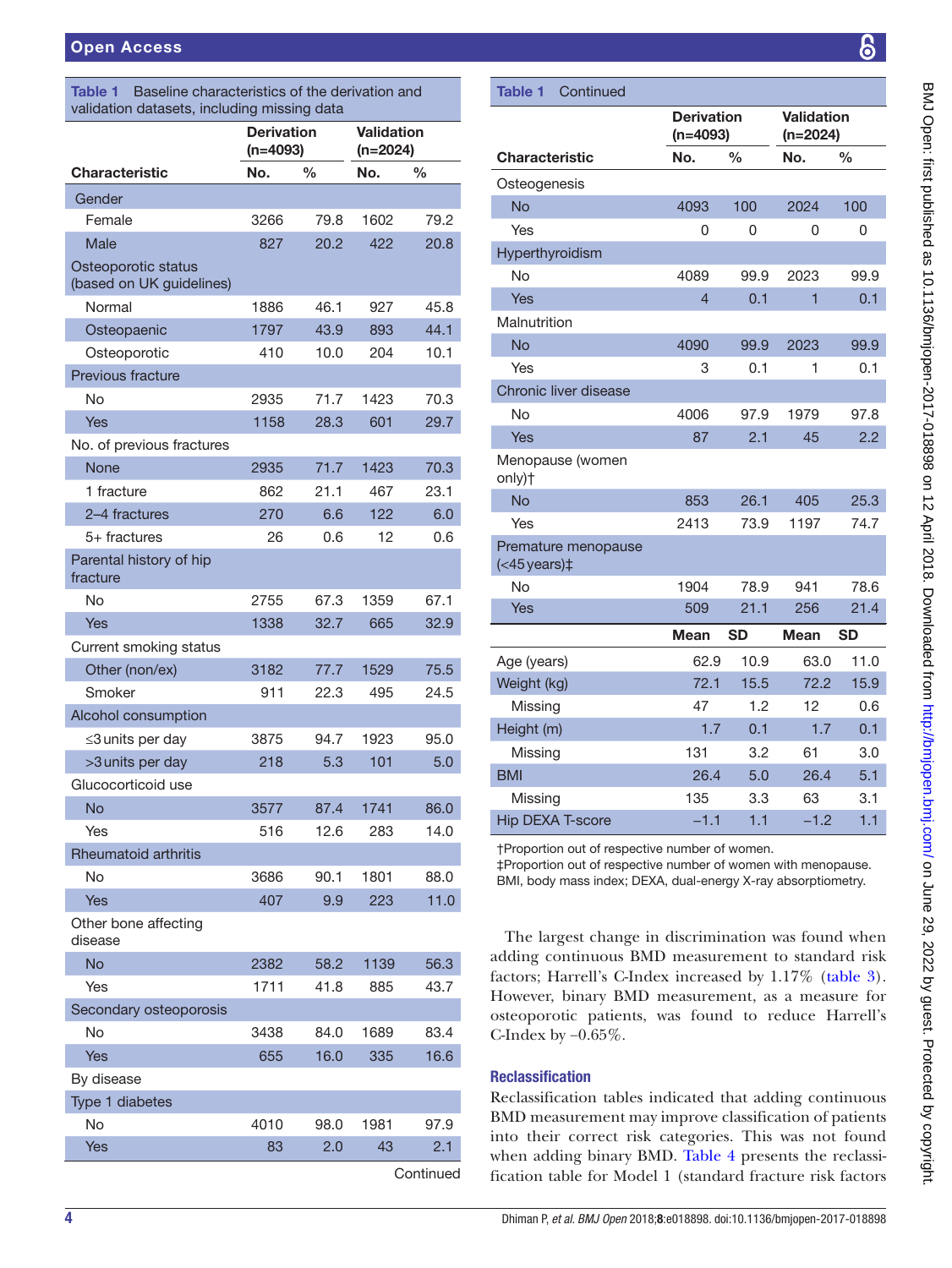**Table 1** Baseline characteristics of the derivation and validation datasets, including missing data

| Characteristic | Derivation (n=4093) | | Validation (n=2024) | |
|---|---|---|---|---|
| | No. | % | No. | % |
| Gender | | | | |
| Female | 3266 | 79.8 | 1602 | 79.2 |
| Male | 827 | 20.2 | 422 | 20.8 |
| Osteoporotic status (based on UK guidelines) | | | | |
| Normal | 1886 | 46.1 | 927 | 45.8 |
| Osteopaenic | 1797 | 43.9 | 893 | 44.1 |
| Osteoporotic | 410 | 10.0 | 204 | 10.1 |
| Previous fracture | | | | |
| No | 2935 | 71.7 | 1423 | 70.3 |
| Yes | 1158 | 28.3 | 601 | 29.7 |
| No. of previous fractures | | | | |
| None | 2935 | 71.7 | 1423 | 70.3 |
| 1 fracture | 862 | 21.1 | 467 | 23.1 |
| 2–4 fractures | 270 | 6.6 | 122 | 6.0 |
| 5+ fractures | 26 | 0.6 | 12 | 0.6 |
| Parental history of hip fracture | | | | |
| No | 2755 | 67.3 | 1359 | 67.1 |
| Yes | 1338 | 32.7 | 665 | 32.9 |
| Current smoking status | | | | |
| Other (non/ex) | 3182 | 77.7 | 1529 | 75.5 |
| Smoker | 911 | 22.3 | 495 | 24.5 |
| Alcohol consumption | | | | |
| ≤3 units per day | 3875 | 94.7 | 1923 | 95.0 |
| >3 units per day | 218 | 5.3 | 101 | 5.0 |
| Glucocorticoid use | | | | |
| No | 3577 | 87.4 | 1741 | 86.0 |
| Yes | 516 | 12.6 | 283 | 14.0 |
| Rheumatoid arthritis | | | | |
| No | 3686 | 90.1 | 1801 | 88.0 |
| Yes | 407 | 9.9 | 223 | 11.0 |
| Other bone affecting disease | | | | |
| No | 2382 | 58.2 | 1139 | 56.3 |
| Yes | 1711 | 41.8 | 885 | 43.7 |
| Secondary osteoporosis | | | | |
| No | 3438 | 84.0 | 1689 | 83.4 |
| Yes | 655 | 16.0 | 335 | 16.6 |
| By disease | | | | |
| Type 1 diabetes | | | | |
| No | 4010 | 98.0 | 1981 | 97.9 |
| Yes | 83 | 2.0 | 43 | 2.1 |
| Osteogenesis | | | | |
| No | 4093 | 100 | 2024 | 100 |
| Yes | 0 | 0 | 0 | 0 |
| Hyperthyroidism | | | | |
| No | 4089 | 99.9 | 2023 | 99.9 |
| Yes | 4 | 0.1 | 1 | 0.1 |
| Malnutrition | | | | |
| No | 4090 | 99.9 | 2023 | 99.9 |
| Yes | 3 | 0.1 | 1 | 0.1 |
| Chronic liver disease | | | | |
| No | 4006 | 97.9 | 1979 | 97.8 |
| Yes | 87 | 2.1 | 45 | 2.2 |
| Menopause (women only)† | | | | |
| No | 853 | 26.1 | 405 | 25.3 |
| Yes | 2413 | 73.9 | 1197 | 74.7 |
| Premature menopause (<45 years)‡ | | | | |
| No | 1904 | 78.9 | 941 | 78.6 |
| Yes | 509 | 21.1 | 256 | 21.4 |
| | Mean | SD | Mean | SD |
| Age (years) | 62.9 | 10.9 | 63.0 | 11.0 |
| Weight (kg) | 72.1 | 15.5 | 72.2 | 15.9 |
| Missing | 47 | 1.2 | 12 | 0.6 |
| Height (m) | 1.7 | 0.1 | 1.7 | 0.1 |
| Missing | 131 | 3.2 | 61 | 3.0 |
| BMI | 26.4 | 5.0 | 26.4 | 5.1 |
| Missing | 135 | 3.3 | 63 | 3.1 |
| Hip DEXA T-score | −1.1 | 1.1 | −1.2 | 1.1 |

†Proportion out of respective number of women.
‡Proportion out of respective number of women with menopause.
BMI, body mass index; DEXA, dual-energy X-ray absorptiometry.

The largest change in discrimination was found when adding continuous BMD measurement to standard risk factors; Harrell's C-Index increased by 1.17% (table 3). However, binary BMD measurement, as a measure for osteoporotic patients, was found to reduce Harrell's C-Index by −0.65%.

### Reclassification

Reclassification tables indicated that adding continuous BMD measurement may improve classification of patients into their correct risk categories. This was not found when adding binary BMD. Table 4 presents the reclassification table for Model 1 (standard fracture risk factors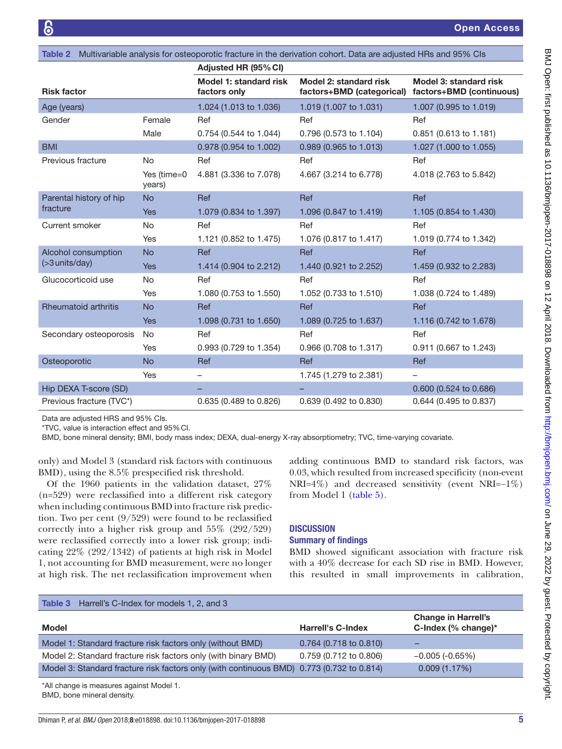**Table 2** Multivariable analysis for osteoporotic fracture in the derivation cohort. Data are adjusted HRs and 95% CIs

| Risk factor | | Adjusted HR (95% CI) Model 1: standard risk factors only | Model 2: standard risk factors+BMD (categorical) | Model 3: standard risk factors+BMD (continuous) |
|---|---|---|---|---|
| Age (years) | | 1.024 (1.013 to 1.036) | 1.019 (1.007 to 1.031) | 1.007 (0.995 to 1.019) |
| Gender | Female | Ref | Ref | Ref |
| | Male | 0.754 (0.544 to 1.044) | 0.796 (0.573 to 1.104) | 0.851 (0.613 to 1.181) |
| BMI | | 0.978 (0.954 to 1.002) | 0.989 (0.965 to 1.013) | 1.027 (1.000 to 1.055) |
| Previous fracture | No | Ref | Ref | Ref |
| | Yes (time=0 years) | 4.881 (3.336 to 7.078) | 4.667 (3.214 to 6.778) | 4.018 (2.763 to 5.842) |
| Parental history of hip fracture | No | Ref | Ref | Ref |
| | Yes | 1.079 (0.834 to 1.397) | 1.096 (0.847 to 1.419) | 1.105 (0.854 to 1.430) |
| Current smoker | No | Ref | Ref | Ref |
| | Yes | 1.121 (0.852 to 1.475) | 1.076 (0.817 to 1.417) | 1.019 (0.774 to 1.342) |
| Alcohol consumption (>3 units/day) | No | Ref | Ref | Ref |
| | Yes | 1.414 (0.904 to 2.212) | 1.440 (0.921 to 2.252) | 1.459 (0.932 to 2.283) |
| Glucocorticoid use | No | Ref | Ref | Ref |
| | Yes | 1.080 (0.753 to 1.550) | 1.052 (0.733 to 1.510) | 1.038 (0.724 to 1.489) |
| Rheumatoid arthritis | No | Ref | Ref | Ref |
| | Yes | 1.098 (0.731 to 1.650) | 1.089 (0.725 to 1.637) | 1.116 (0.742 to 1.678) |
| Secondary osteoporosis | No | Ref | Ref | Ref |
| | Yes | 0.993 (0.729 to 1.354) | 0.966 (0.708 to 1.317) | 0.911 (0.667 to 1.243) |
| Osteoporotic | No | Ref | Ref | Ref |
| | Yes | – | 1.745 (1.279 to 2.381) | – |
| Hip DEXA T-score (SD) | | – | – | 0.600 (0.524 to 0.686) |
| Previous fracture (TVC*) | | 0.635 (0.489 to 0.826) | 0.639 (0.492 to 0.830) | 0.644 (0.495 to 0.837) |

Data are adjusted HRS and 95% CIs.
*TVC, value is interaction effect and 95% CI.
BMD, bone mineral density; BMI, body mass index; DEXA, dual-energy X-ray absorptiometry; TVC, time-varying covariate.

only) and Model 3 (standard risk factors with continuous BMD), using the 8.5% prespecified risk threshold.

Of the 1960 patients in the validation dataset, 27% (n=529) were reclassified into a different risk category when including continuous BMD into fracture risk prediction. Two per cent (9/529) were found to be reclassified correctly into a higher risk group and 55% (292/529) were reclassified correctly into a lower risk group; indicating 22% (292/1342) of patients at high risk in Model 1, not accounting for BMD measurement, were no longer at high risk. The net reclassification improvement when adding continuous BMD to standard risk factors, was 0.03, which resulted from increased specificity (non-event NRI=4%) and decreased sensitivity (event NRI=−1%) from Model 1 (table 5).

## DISCUSSION

### Summary of findings

BMD showed significant association with fracture risk with a 40% decrease for each SD rise in BMD. However, this resulted in small improvements in calibration,

**Table 3** Harrell's C-Index for models 1, 2, and 3

| Model | Harrell's C-Index | Change in Harrell's C-Index (% change)* |
|---|---|---|
| Model 1: Standard fracture risk factors only (without BMD) | 0.764 (0.718 to 0.810) | – |
| Model 2: Standard fracture risk factors only (with binary BMD) | 0.759 (0.712 to 0.806) | −0.005 (-0.65%) |
| Model 3: Standard fracture risk factors only (with continuous BMD) | 0.773 (0.732 to 0.814) | 0.009 (1.17%) |

*All change is measures against Model 1.
BMD, bone mineral density.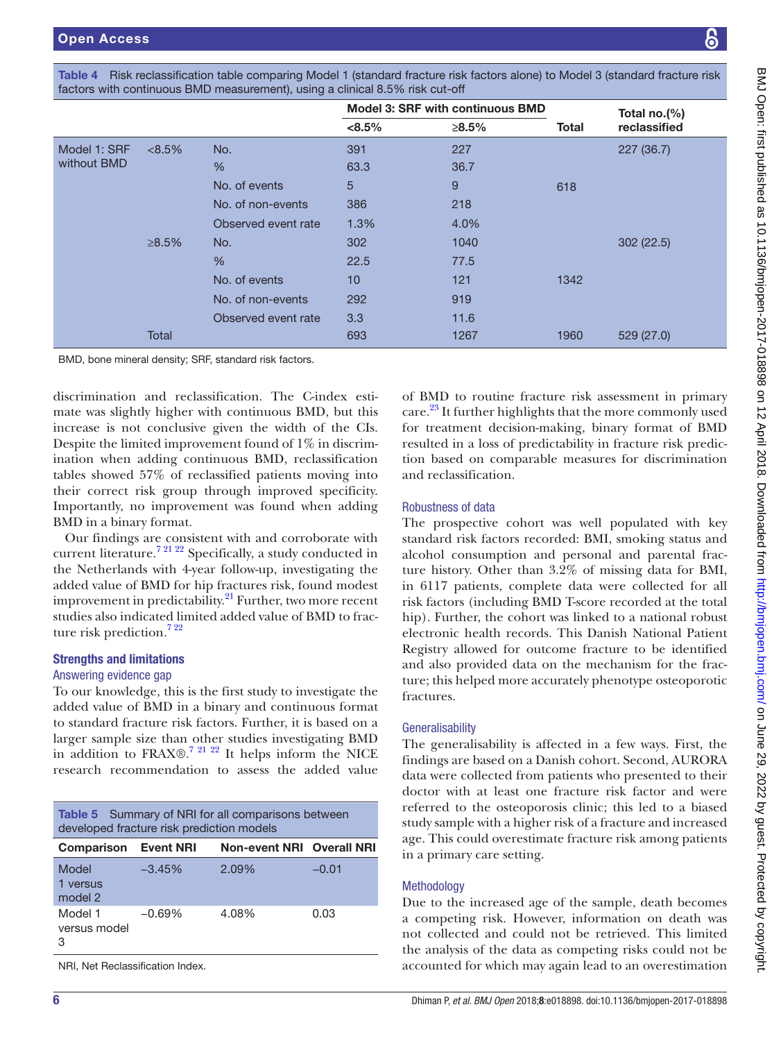Table 4 Risk reclassification table comparing Model 1 (standard fracture risk factors alone) to Model 3 (standard fracture risk factors with continuous BMD measurement), using a clinical 8.5% risk cut-off

| | | | Model 3: SRF with continuous BMD | | | |
|---|---|---|---|---|---|---|
| | | | <8.5% | ≥8.5% | Total | Total no.(%) reclassified |
| Model 1: SRF without BMD | <8.5% | No. | 391 | 227 | | 227 (36.7) |
| | | % | 63.3 | 36.7 | | |
| | | No. of events | 5 | 9 | 618 | |
| | | No. of non-events | 386 | 218 | | |
| | | Observed event rate | 1.3% | 4.0% | | |
| | ≥8.5% | No. | 302 | 1040 | | 302 (22.5) |
| | | % | 22.5 | 77.5 | | |
| | | No. of events | 10 | 121 | 1342 | |
| | | No. of non-events | 292 | 919 | | |
| | | Observed event rate | 3.3 | 11.6 | | |
| | Total | | 693 | 1267 | 1960 | 529 (27.0) |

BMD, bone mineral density; SRF, standard risk factors.

discrimination and reclassification. The C-index estimate was slightly higher with continuous BMD, but this increase is not conclusive given the width of the CIs. Despite the limited improvement found of 1% in discrimination when adding continuous BMD, reclassification tables showed 57% of reclassified patients moving into their correct risk group through improved specificity. Importantly, no improvement was found when adding BMD in a binary format.

Our findings are consistent with and corroborate with current literature.[7 21 22] Specifically, a study conducted in the Netherlands with 4-year follow-up, investigating the added value of BMD for hip fractures risk, found modest improvement in predictability.[21] Further, two more recent studies also indicated limited added value of BMD to fracture risk prediction.[7 22]

## Strengths and limitations

### Answering evidence gap

To our knowledge, this is the first study to investigate the added value of BMD in a binary and continuous format to standard fracture risk factors. Further, it is based on a larger sample size than other studies investigating BMD in addition to FRAX®.[7 21 22] It helps inform the NICE research recommendation to assess the added value of BMD to routine fracture risk assessment in primary care.[23] It further highlights that the more commonly used for treatment decision-making, binary format of BMD resulted in a loss of predictability in fracture risk prediction based on comparable measures for discrimination and reclassification.

Table 5 Summary of NRI for all comparisons between developed fracture risk prediction models

| Comparison | Event NRI | Non-event NRI | Overall NRI |
|---|---|---|---|
| Model 1 versus model 2 | −3.45% | 2.09% | −0.01 |
| Model 1 versus model 3 | −0.69% | 4.08% | 0.03 |

NRI, Net Reclassification Index.

### Robustness of data

The prospective cohort was well populated with key standard risk factors recorded: BMI, smoking status and alcohol consumption and personal and parental fracture history. Other than 3.2% of missing data for BMI, in 6117 patients, complete data were collected for all risk factors (including BMD T-score recorded at the total hip). Further, the cohort was linked to a national robust electronic health records. This Danish National Patient Registry allowed for outcome fracture to be identified and also provided data on the mechanism for the fracture; this helped more accurately phenotype osteoporotic fractures.

### Generalisability

The generalisability is affected in a few ways. First, the findings are based on a Danish cohort. Second, AURORA data were collected from patients who presented to their doctor with at least one fracture risk factor and were referred to the osteoporosis clinic; this led to a biased study sample with a higher risk of a fracture and increased age. This could overestimate fracture risk among patients in a primary care setting.

### Methodology

Due to the increased age of the sample, death becomes a competing risk. However, information on death was not collected and could not be retrieved. This limited the analysis of the data as competing risks could not be accounted for which may again lead to an overestimation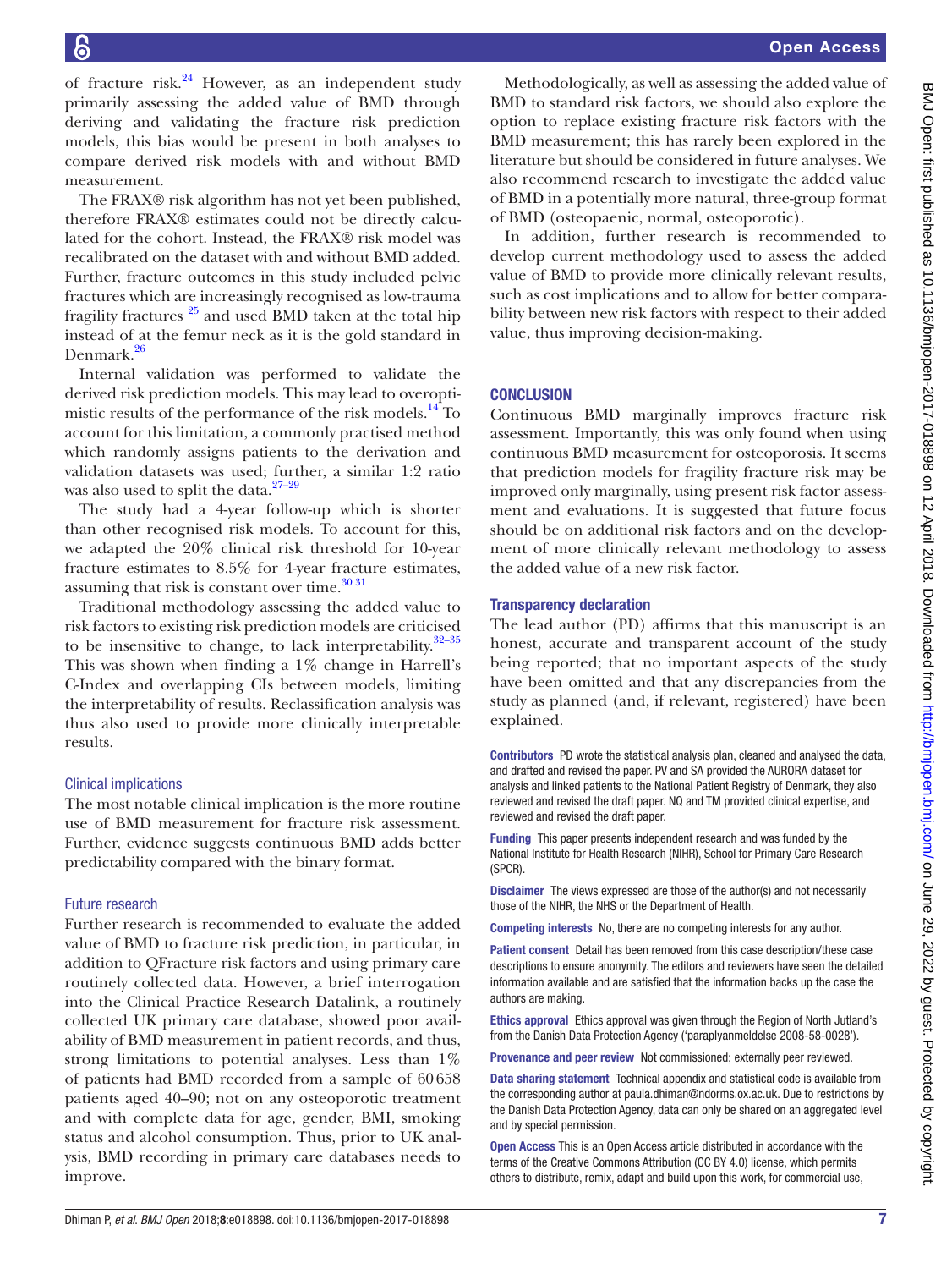of fracture risk.[24] However, as an independent study primarily assessing the added value of BMD through deriving and validating the fracture risk prediction models, this bias would be present in both analyses to compare derived risk models with and without BMD measurement.

The FRAX® risk algorithm has not yet been published, therefore FRAX® estimates could not be directly calculated for the cohort. Instead, the FRAX® risk model was recalibrated on the dataset with and without BMD added. Further, fracture outcomes in this study included pelvic fractures which are increasingly recognised as low-trauma fragility fractures [25] and used BMD taken at the total hip instead of at the femur neck as it is the gold standard in Denmark.[26]

Internal validation was performed to validate the derived risk prediction models. This may lead to overoptimistic results of the performance of the risk models.[14] To account for this limitation, a commonly practised method which randomly assigns patients to the derivation and validation datasets was used; further, a similar 1:2 ratio was also used to split the data.[27–29]

The study had a 4-year follow-up which is shorter than other recognised risk models. To account for this, we adapted the 20% clinical risk threshold for 10-year fracture estimates to 8.5% for 4-year fracture estimates, assuming that risk is constant over time.[30 31]

Traditional methodology assessing the added value to risk factors to existing risk prediction models are criticised to be insensitive to change, to lack interpretability.[32–35] This was shown when finding a 1% change in Harrell's C-Index and overlapping CIs between models, limiting the interpretability of results. Reclassification analysis was thus also used to provide more clinically interpretable results.

### Clinical implications

The most notable clinical implication is the more routine use of BMD measurement for fracture risk assessment. Further, evidence suggests continuous BMD adds better predictability compared with the binary format.

### Future research

Further research is recommended to evaluate the added value of BMD to fracture risk prediction, in particular, in addition to QFracture risk factors and using primary care routinely collected data. However, a brief interrogation into the Clinical Practice Research Datalink, a routinely collected UK primary care database, showed poor availability of BMD measurement in patient records, and thus, strong limitations to potential analyses. Less than 1% of patients had BMD recorded from a sample of 60 658 patients aged 40–90; not on any osteoporotic treatment and with complete data for age, gender, BMI, smoking status and alcohol consumption. Thus, prior to UK analysis, BMD recording in primary care databases needs to improve.

Methodologically, as well as assessing the added value of BMD to standard risk factors, we should also explore the option to replace existing fracture risk factors with the BMD measurement; this has rarely been explored in the literature but should be considered in future analyses. We also recommend research to investigate the added value of BMD in a potentially more natural, three-group format of BMD (osteopaenic, normal, osteoporotic).

In addition, further research is recommended to develop current methodology used to assess the added value of BMD to provide more clinically relevant results, such as cost implications and to allow for better comparability between new risk factors with respect to their added value, thus improving decision-making.

## CONCLUSION

Continuous BMD marginally improves fracture risk assessment. Importantly, this was only found when using continuous BMD measurement for osteoporosis. It seems that prediction models for fragility fracture risk may be improved only marginally, using present risk factor assessment and evaluations. It is suggested that future focus should be on additional risk factors and on the development of more clinically relevant methodology to assess the added value of a new risk factor.

### Transparency declaration

The lead author (PD) affirms that this manuscript is an honest, accurate and transparent account of the study being reported; that no important aspects of the study have been omitted and that any discrepancies from the study as planned (and, if relevant, registered) have been explained.

**Contributors** PD wrote the statistical analysis plan, cleaned and analysed the data, and drafted and revised the paper. PV and SA provided the AURORA dataset for analysis and linked patients to the National Patient Registry of Denmark, they also reviewed and revised the draft paper. NQ and TM provided clinical expertise, and reviewed and revised the draft paper.

**Funding** This paper presents independent research and was funded by the National Institute for Health Research (NIHR), School for Primary Care Research (SPCR).

**Disclaimer** The views expressed are those of the author(s) and not necessarily those of the NIHR, the NHS or the Department of Health.

**Competing interests** No, there are no competing interests for any author.

**Patient consent** Detail has been removed from this case description/these case descriptions to ensure anonymity. The editors and reviewers have seen the detailed information available and are satisfied that the information backs up the case the authors are making.

**Ethics approval** Ethics approval was given through the Region of North Jutland's from the Danish Data Protection Agency ('paraplyanmeldelse 2008-58-0028').

**Provenance and peer review** Not commissioned; externally peer reviewed.

**Data sharing statement** Technical appendix and statistical code is available from the corresponding author at paula.dhiman@ndorms.ox.ac.uk. Due to restrictions by the Danish Data Protection Agency, data can only be shared on an aggregated level and by special permission.

**Open Access** This is an Open Access article distributed in accordance with the terms of the Creative Commons Attribution (CC BY 4.0) license, which permits others to distribute, remix, adapt and build upon this work, for commercial use,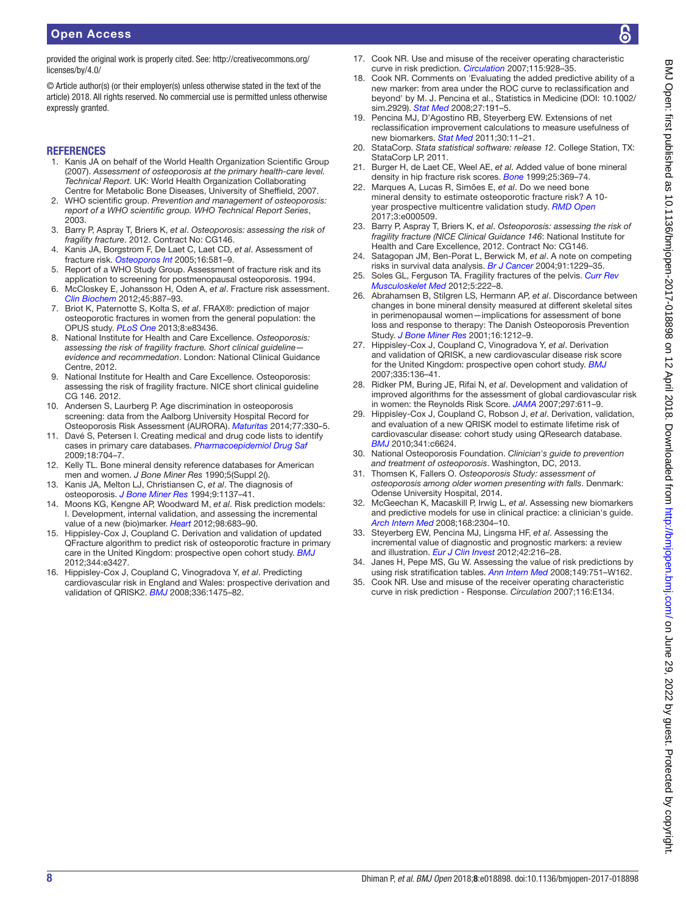provided the original work is properly cited. See: http://creativecommons.org/licenses/by/4.0/

© Article author(s) (or their employer(s) unless otherwise stated in the text of the article) 2018. All rights reserved. No commercial use is permitted unless otherwise expressly granted.

## REFERENCES

1. Kanis JA on behalf of the World Health Organization Scientific Group (2007). *Assessment of osteoporosis at the primary health-care level. Technical Report*. UK: World Health Organization Collaborating Centre for Metabolic Bone Diseases, University of Sheffield, 2007.
2. WHO scientific group. *Prevention and management of osteoporosis: report of a WHO scientific group. WHO Technical Report Series*, 2003.
3. Barry P, Aspray T, Briers K, *et al*. *Osteoporosis: assessing the risk of fragility fracture*. 2012. Contract No: CG146.
4. Kanis JA, Borgstrom F, De Laet C, Laet CD, *et al*. Assessment of fracture risk. *Osteoporos Int* 2005;16:581–9.
5. Report of a WHO Study Group. Assessment of fracture risk and its application to screening for postmenopausal osteoporosis. 1994.
6. McCloskey E, Johansson H, Oden A, *et al*. Fracture risk assessment. *Clin Biochem* 2012;45:887–93.
7. Briot K, Paternotte S, Kolta S, *et al*. FRAX®: prediction of major osteoporotic fractures in women from the general population: the OPUS study. *PLoS One* 2013;8:e83436.
8. National Institute for Health and Care Excellence. *Osteoporosis: assessing the risk of fragility fracture. Short clinical guideline—evidence and recommendation*. London: National Clinical Guidance Centre, 2012.
9. National Institute for Health and Care Excellence. Osteoporosis: assessing the risk of fragility fracture. NICE short clinical guideline CG 146. 2012.
10. Andersen S, Laurberg P. Age discrimination in osteoporosis screening: data from the Aalborg University Hospital Record for Osteoporosis Risk Assessment (AURORA). *Maturitas* 2014;77:330–5.
11. Davé S, Petersen I. Creating medical and drug code lists to identify cases in primary care databases. *Pharmacoepidemiol Drug Saf* 2009;18:704–7.
12. Kelly TL. Bone mineral density reference databases for American men and women. *J Bone Miner Res* 1990;5(Suppl 2().
13. Kanis JA, Melton LJ, Christiansen C, *et al*. The diagnosis of osteoporosis. *J Bone Miner Res* 1994;9:1137–41.
14. Moons KG, Kengne AP, Woodward M, *et al*. Risk prediction models: I. Development, internal validation, and assessing the incremental value of a new (bio)marker. *Heart* 2012;98:683–90.
15. Hippisley-Cox J, Coupland C. Derivation and validation of updated QFracture algorithm to predict risk of osteoporotic fracture in primary care in the United Kingdom: prospective open cohort study. *BMJ* 2012;344:e3427.
16. Hippisley-Cox J, Coupland C, Vinogradova Y, *et al*. Predicting cardiovascular risk in England and Wales: prospective derivation and validation of QRISK2. *BMJ* 2008;336:1475–82.
17. Cook NR. Use and misuse of the receiver operating characteristic curve in risk prediction. *Circulation* 2007;115:928–35.
18. Cook NR. Comments on 'Evaluating the added predictive ability of a new marker: from area under the ROC curve to reclassification and beyond' by M. J. Pencina et al., Statistics in Medicine (DOI: 10.1002/sim.2929). *Stat Med* 2008;27:191–5.
19. Pencina MJ, D'Agostino RB, Steyerberg EW. Extensions of net reclassification improvement calculations to measure usefulness of new biomarkers. *Stat Med* 2011;30:11–21.
20. StataCorp. *Stata statistical software: release 12*. College Station, TX: StataCorp LP, 2011.
21. Burger H, de Laet CE, Weel AE, *et al*. Added value of bone mineral density in hip fracture risk scores. *Bone* 1999;25:369–74.
22. Marques A, Lucas R, Simões E, *et al*. Do we need bone mineral density to estimate osteoporotic fracture risk? A 10-year prospective multicentre validation study. *RMD Open* 2017;3:e000509.
23. Barry P, Aspray T, Briers K, *et al*. *Osteoporosis: assessing the risk of fragility fracture (NICE Clinical Guidance 146*: National Institute for Health and Care Excellence, 2012. Contract No: CG146.
24. Satagopan JM, Ben-Porat L, Berwick M, *et al*. A note on competing risks in survival data analysis. *Br J Cancer* 2004;91:1229–35.
25. Soles GL, Ferguson TA. Fragility fractures of the pelvis. *Curr Rev Musculoskelet Med* 2012;5:222–8.
26. Abrahamsen B, Stilgren LS, Hermann AP, *et al*. Discordance between changes in bone mineral density measured at different skeletal sites in perimenopausal women—implications for assessment of bone loss and response to therapy: The Danish Osteoporosis Prevention Study. *J Bone Miner Res* 2001;16:1212–9.
27. Hippisley-Cox J, Coupland C, Vinogradova Y, *et al*. Derivation and validation of QRISK, a new cardiovascular disease risk score for the United Kingdom: prospective open cohort study. *BMJ* 2007;335:136–41.
28. Ridker PM, Buring JE, Rifai N, *et al*. Development and validation of improved algorithms for the assessment of global cardiovascular risk in women: the Reynolds Risk Score. *JAMA* 2007;297:611–9.
29. Hippisley-Cox J, Coupland C, Robson J, *et al*. Derivation, validation, and evaluation of a new QRISK model to estimate lifetime risk of cardiovascular disease: cohort study using QResearch database. *BMJ* 2010;341:c6624.
30. National Osteoporosis Foundation. *Clinician's guide to prevention and treatment of osteoporosis*. Washington, DC, 2013.
31. Thomsen K, Fallers O. *Osteoporosis Study: assessment of osteoporosis among older women presenting with falls*. Denmark: Odense University Hospital, 2014.
32. McGeechan K, Macaskill P, Irwig L, *et al*. Assessing new biomarkers and predictive models for use in clinical practice: a clinician's guide. *Arch Intern Med* 2008;168:2304–10.
33. Steyerberg EW, Pencina MJ, Lingsma HF, *et al*. Assessing the incremental value of diagnostic and prognostic markers: a review and illustration. *Eur J Clin Invest* 2012;42:216–28.
34. Janes H, Pepe MS, Gu W. Assessing the value of risk predictions by using risk stratification tables. *Ann Intern Med* 2008;149:751–W162.
35. Cook NR. Use and misuse of the receiver operating characteristic curve in risk prediction - Response. *Circulation* 2007;116:E134.